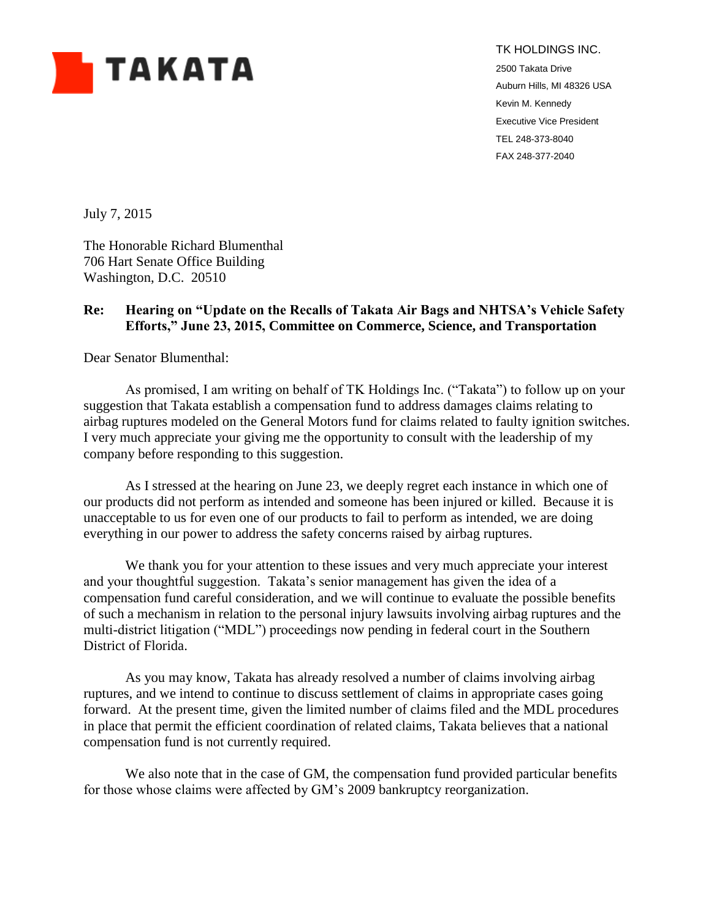**TAKATA**

TK HOLDINGS INC.
2500 Takata Drive
Auburn Hills, MI 48326 USA
Kevin M. Kennedy
Executive Vice President
TEL 248-373-8040
FAX 248-377-2040

July 7, 2015

The Honorable Richard Blumenthal
706 Hart Senate Office Building
Washington, D.C. 20510

**Re: Hearing on "Update on the Recalls of Takata Air Bags and NHTSA's Vehicle Safety Efforts," June 23, 2015, Committee on Commerce, Science, and Transportation**

Dear Senator Blumenthal:

As promised, I am writing on behalf of TK Holdings Inc. ("Takata") to follow up on your suggestion that Takata establish a compensation fund to address damages claims relating to airbag ruptures modeled on the General Motors fund for claims related to faulty ignition switches. I very much appreciate your giving me the opportunity to consult with the leadership of my company before responding to this suggestion.

As I stressed at the hearing on June 23, we deeply regret each instance in which one of our products did not perform as intended and someone has been injured or killed. Because it is unacceptable to us for even one of our products to fail to perform as intended, we are doing everything in our power to address the safety concerns raised by airbag ruptures.

We thank you for your attention to these issues and very much appreciate your interest and your thoughtful suggestion. Takata's senior management has given the idea of a compensation fund careful consideration, and we will continue to evaluate the possible benefits of such a mechanism in relation to the personal injury lawsuits involving airbag ruptures and the multi-district litigation ("MDL") proceedings now pending in federal court in the Southern District of Florida.

As you may know, Takata has already resolved a number of claims involving airbag ruptures, and we intend to continue to discuss settlement of claims in appropriate cases going forward. At the present time, given the limited number of claims filed and the MDL procedures in place that permit the efficient coordination of related claims, Takata believes that a national compensation fund is not currently required.

We also note that in the case of GM, the compensation fund provided particular benefits for those whose claims were affected by GM's 2009 bankruptcy reorganization.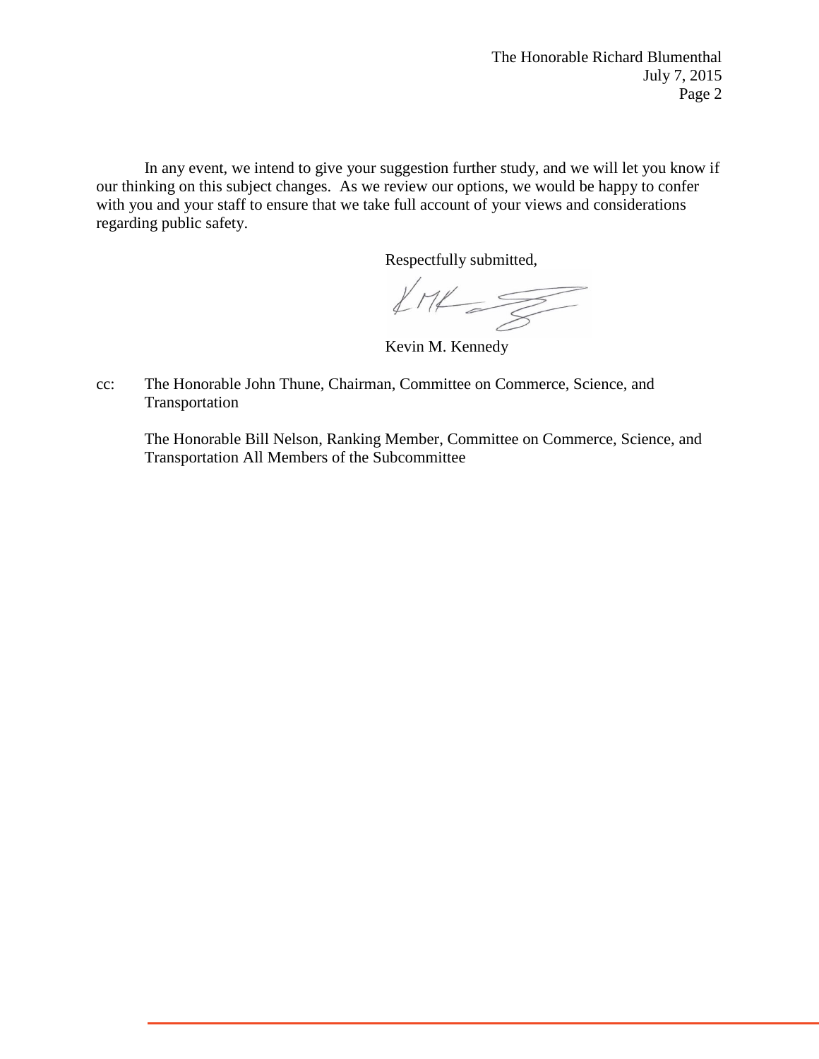In any event, we intend to give your suggestion further study, and we will let you know if our thinking on this subject changes. As we review our options, we would be happy to confer with you and your staff to ensure that we take full account of your views and considerations regarding public safety.

Respectfully submitted,

Kevin M. Kennedy

cc: The Honorable John Thune, Chairman, Committee on Commerce, Science, and Transportation

The Honorable Bill Nelson, Ranking Member, Committee on Commerce, Science, and Transportation All Members of the Subcommittee